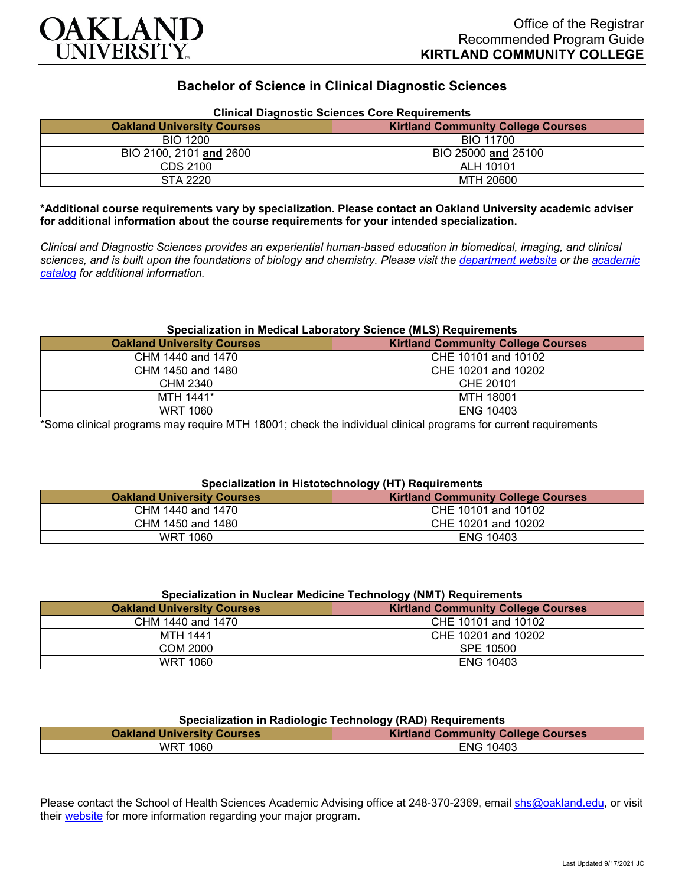Office of the Registrar
Recommended Program Guide
**KIRTLAND COMMUNITY COLLEGE**

# Bachelor of Science in Clinical Diagnostic Sciences

### Clinical Diagnostic Sciences Core Requirements

| Oakland University Courses | Kirtland Community College Courses |
|---|---|
| BIO 1200 | BIO 11700 |
| BIO 2100, 2101 **and** 2600 | BIO 25000 **and** 25100 |
| CDS 2100 | ALH 10101 |
| STA 2220 | MTH 20600 |

**\*Additional course requirements vary by specialization. Please contact an Oakland University academic adviser for additional information about the course requirements for your intended specialization.**

*Clinical and Diagnostic Sciences provides an experiential human-based education in biomedical, imaging, and clinical sciences, and is built upon the foundations of biology and chemistry. Please visit the [department website]() or the [academic catalog]() for additional information.*

### Specialization in Medical Laboratory Science (MLS) Requirements

| Oakland University Courses | Kirtland Community College Courses |
|---|---|
| CHM 1440 and 1470 | CHE 10101 and 10102 |
| CHM 1450 and 1480 | CHE 10201 and 10202 |
| CHM 2340 | CHE 20101 |
| MTH 1441* | MTH 18001 |
| WRT 1060 | ENG 10403 |

*Some clinical programs may require MTH 18001; check the individual clinical programs for current requirements

### Specialization in Histotechnology (HT) Requirements

| Oakland University Courses | Kirtland Community College Courses |
|---|---|
| CHM 1440 and 1470 | CHE 10101 and 10102 |
| CHM 1450 and 1480 | CHE 10201 and 10202 |
| WRT 1060 | ENG 10403 |

### Specialization in Nuclear Medicine Technology (NMT) Requirements

| Oakland University Courses | Kirtland Community College Courses |
|---|---|
| CHM 1440 and 1470 | CHE 10101 and 10102 |
| MTH 1441 | CHE 10201 and 10202 |
| COM 2000 | SPE 10500 |
| WRT 1060 | ENG 10403 |

### Specialization in Radiologic Technology (RAD) Requirements

| Oakland University Courses | Kirtland Community College Courses |
|---|---|
| WRT 1060 | ENG 10403 |

Please contact the School of Health Sciences Academic Advising office at 248-370-2369, email [shs@oakland.edu](mailto:shs@oakland.edu), or visit their [website]() for more information regarding your major program.

Last Updated 9/17/2021 JC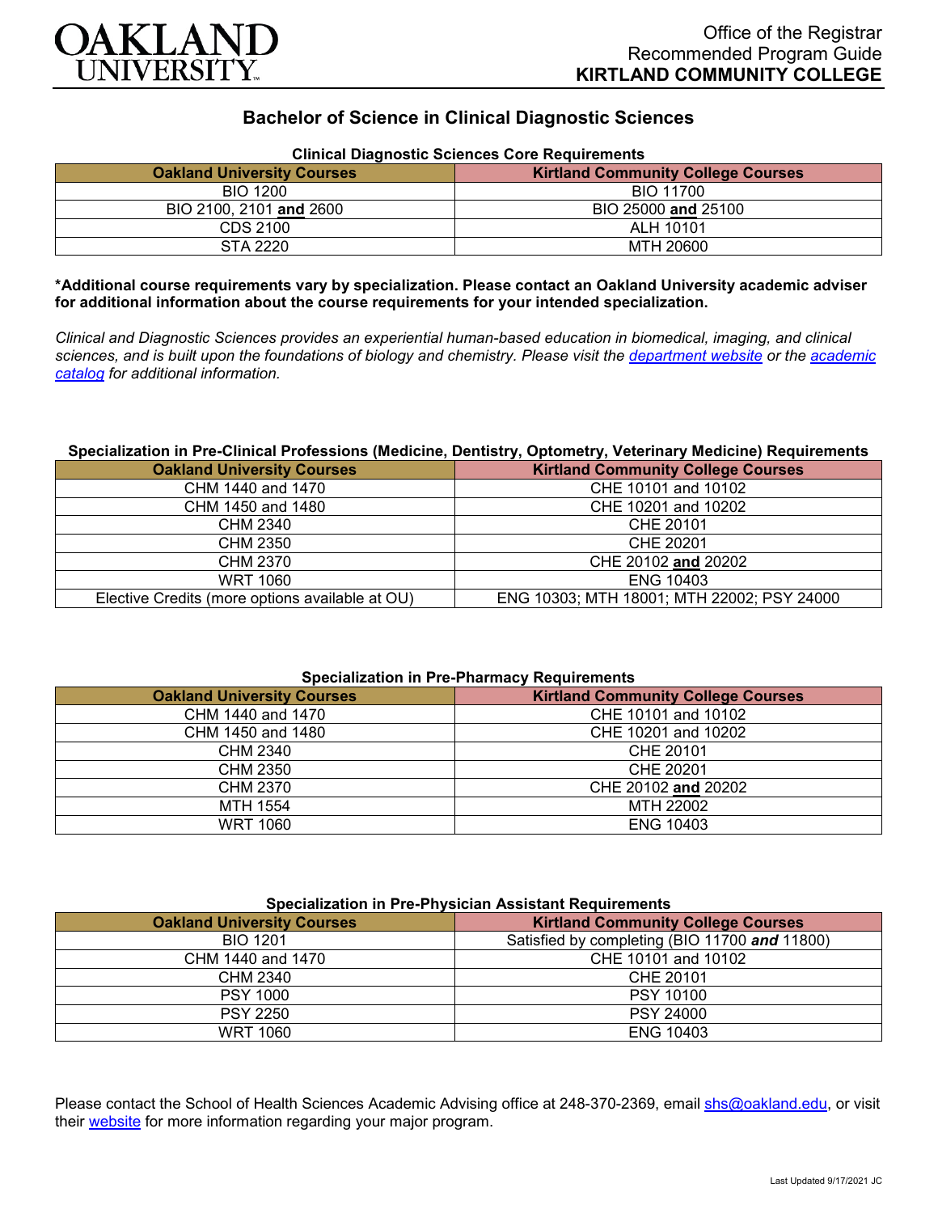Office of the Registrar
Recommended Program Guide
**KIRTLAND COMMUNITY COLLEGE**

# Bachelor of Science in Clinical Diagnostic Sciences

### Clinical Diagnostic Sciences Core Requirements

| Oakland University Courses | Kirtland Community College Courses |
|---|---|
| BIO 1200 | BIO 11700 |
| BIO 2100, 2101 **and** 2600 | BIO 25000 **and** 25100 |
| CDS 2100 | ALH 10101 |
| STA 2220 | MTH 20600 |

**\*Additional course requirements vary by specialization. Please contact an Oakland University academic adviser for additional information about the course requirements for your intended specialization.**

*Clinical and Diagnostic Sciences provides an experiential human-based education in biomedical, imaging, and clinical sciences, and is built upon the foundations of biology and chemistry. Please visit the department website or the academic catalog for additional information.*

### Specialization in Pre-Clinical Professions (Medicine, Dentistry, Optometry, Veterinary Medicine) Requirements

| Oakland University Courses | Kirtland Community College Courses |
|---|---|
| CHM 1440 and 1470 | CHE 10101 and 10102 |
| CHM 1450 and 1480 | CHE 10201 and 10202 |
| CHM 2340 | CHE 20101 |
| CHM 2350 | CHE 20201 |
| CHM 2370 | CHE 20102 **and** 20202 |
| WRT 1060 | ENG 10403 |
| Elective Credits (more options available at OU) | ENG 10303; MTH 18001; MTH 22002; PSY 24000 |

### Specialization in Pre-Pharmacy Requirements

| Oakland University Courses | Kirtland Community College Courses |
|---|---|
| CHM 1440 and 1470 | CHE 10101 and 10102 |
| CHM 1450 and 1480 | CHE 10201 and 10202 |
| CHM 2340 | CHE 20101 |
| CHM 2350 | CHE 20201 |
| CHM 2370 | CHE 20102 **and** 20202 |
| MTH 1554 | MTH 22002 |
| WRT 1060 | ENG 10403 |

### Specialization in Pre-Physician Assistant Requirements

| Oakland University Courses | Kirtland Community College Courses |
|---|---|
| BIO 1201 | Satisfied by completing (BIO 11700 ***and*** 11800) |
| CHM 1440 and 1470 | CHE 10101 and 10102 |
| CHM 2340 | CHE 20101 |
| PSY 1000 | PSY 10100 |
| PSY 2250 | PSY 24000 |
| WRT 1060 | ENG 10403 |

Please contact the School of Health Sciences Academic Advising office at 248-370-2369, email shs@oakland.edu, or visit their website for more information regarding your major program.

Last Updated 9/17/2021 JC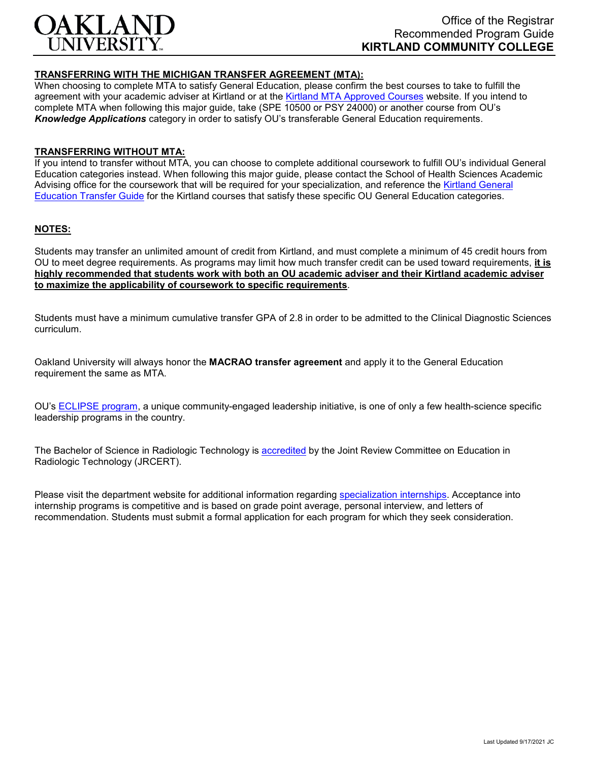**TRANSFERRING WITH THE MICHIGAN TRANSFER AGREEMENT (MTA):**

When choosing to complete MTA to satisfy General Education, please confirm the best courses to take to fulfill the agreement with your academic adviser at Kirtland or at the Kirtland MTA Approved Courses website. If you intend to complete MTA when following this major guide, take (SPE 10500 or PSY 24000) or another course from OU's ***Knowledge Applications*** category in order to satisfy OU's transferable General Education requirements.

**TRANSFERRING WITHOUT MTA:**

If you intend to transfer without MTA, you can choose to complete additional coursework to fulfill OU's individual General Education categories instead. When following this major guide, please contact the School of Health Sciences Academic Advising office for the coursework that will be required for your specialization, and reference the Kirtland General Education Transfer Guide for the Kirtland courses that satisfy these specific OU General Education categories.

**NOTES:**

Students may transfer an unlimited amount of credit from Kirtland, and must complete a minimum of 45 credit hours from OU to meet degree requirements. As programs may limit how much transfer credit can be used toward requirements, **it is highly recommended that students work with both an OU academic adviser and their Kirtland academic adviser to maximize the applicability of coursework to specific requirements**.

Students must have a minimum cumulative transfer GPA of 2.8 in order to be admitted to the Clinical Diagnostic Sciences curriculum.

Oakland University will always honor the **MACRAO transfer agreement** and apply it to the General Education requirement the same as MTA.

OU's ECLIPSE program, a unique community-engaged leadership initiative, is one of only a few health-science specific leadership programs in the country.

The Bachelor of Science in Radiologic Technology is accredited by the Joint Review Committee on Education in Radiologic Technology (JRCERT).

Please visit the department website for additional information regarding specialization internships. Acceptance into internship programs is competitive and is based on grade point average, personal interview, and letters of recommendation. Students must submit a formal application for each program for which they seek consideration.

Last Updated 9/17/2021 JC